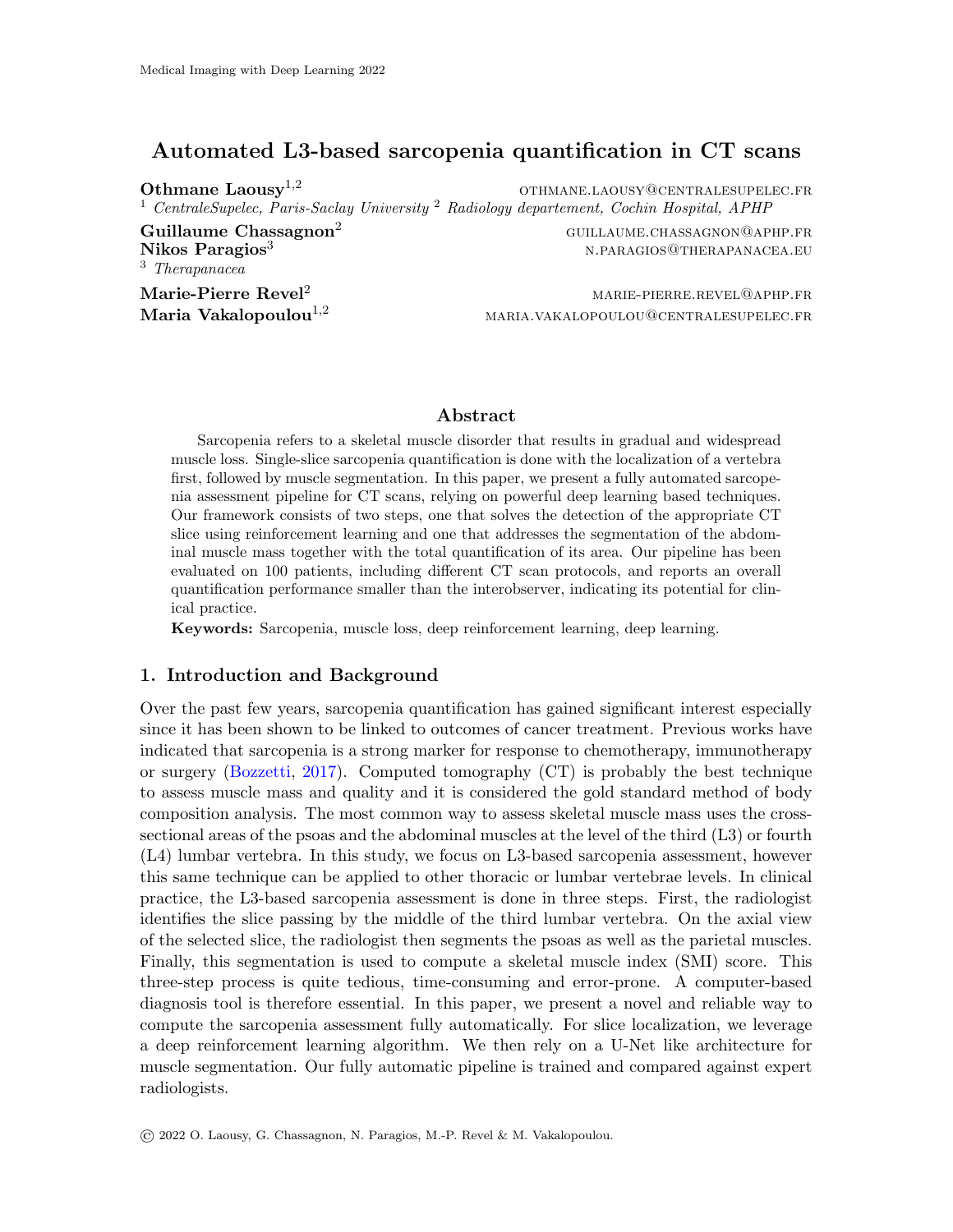# Automated L3-based sarcopenia quantification in CT scans

**Othmane Laousy**[1,2] othmane.laousy@centralesupelec.fr
[1] *CentraleSupelec, Paris-Saclay University* [2] *Radiology departement, Cochin Hospital, APHP*

**Guillaume Chassagnon**[2] guillaume.chassagnon@aphp.fr
**Nikos Paragios**[3] n.paragios@therapanacea.eu
[3] *Therapanacea*

**Marie-Pierre Revel**[2] marie-pierre.revel@aphp.fr
**Maria Vakalopoulou**[1,2] maria.vakalopoulou@centralesupelec.fr

## Abstract

Sarcopenia refers to a skeletal muscle disorder that results in gradual and widespread muscle loss. Single-slice sarcopenia quantification is done with the localization of a vertebra first, followed by muscle segmentation. In this paper, we present a fully automated sarcopenia assessment pipeline for CT scans, relying on powerful deep learning based techniques. Our framework consists of two steps, one that solves the detection of the appropriate CT slice using reinforcement learning and one that addresses the segmentation of the abdominal muscle mass together with the total quantification of its area. Our pipeline has been evaluated on 100 patients, including different CT scan protocols, and reports an overall quantification performance smaller than the interobserver, indicating its potential for clinical practice.

**Keywords:** Sarcopenia, muscle loss, deep reinforcement learning, deep learning.

## 1. Introduction and Background

Over the past few years, sarcopenia quantification has gained significant interest especially since it has been shown to be linked to outcomes of cancer treatment. Previous works have indicated that sarcopenia is a strong marker for response to chemotherapy, immunotherapy or surgery (Bozzetti, 2017). Computed tomography (CT) is probably the best technique to assess muscle mass and quality and it is considered the gold standard method of body composition analysis. The most common way to assess skeletal muscle mass uses the cross-sectional areas of the psoas and the abdominal muscles at the level of the third (L3) or fourth (L4) lumbar vertebra. In this study, we focus on L3-based sarcopenia assessment, however this same technique can be applied to other thoracic or lumbar vertebrae levels. In clinical practice, the L3-based sarcopenia assessment is done in three steps. First, the radiologist identifies the slice passing by the middle of the third lumbar vertebra. On the axial view of the selected slice, the radiologist then segments the psoas as well as the parietal muscles. Finally, this segmentation is used to compute a skeletal muscle index (SMI) score. This three-step process is quite tedious, time-consuming and error-prone. A computer-based diagnosis tool is therefore essential. In this paper, we present a novel and reliable way to compute the sarcopenia assessment fully automatically. For slice localization, we leverage a deep reinforcement learning algorithm. We then rely on a U-Net like architecture for muscle segmentation. Our fully automatic pipeline is trained and compared against expert radiologists.

© 2022 O. Laousy, G. Chassagnon, N. Paragios, M.-P. Revel & M. Vakalopoulou.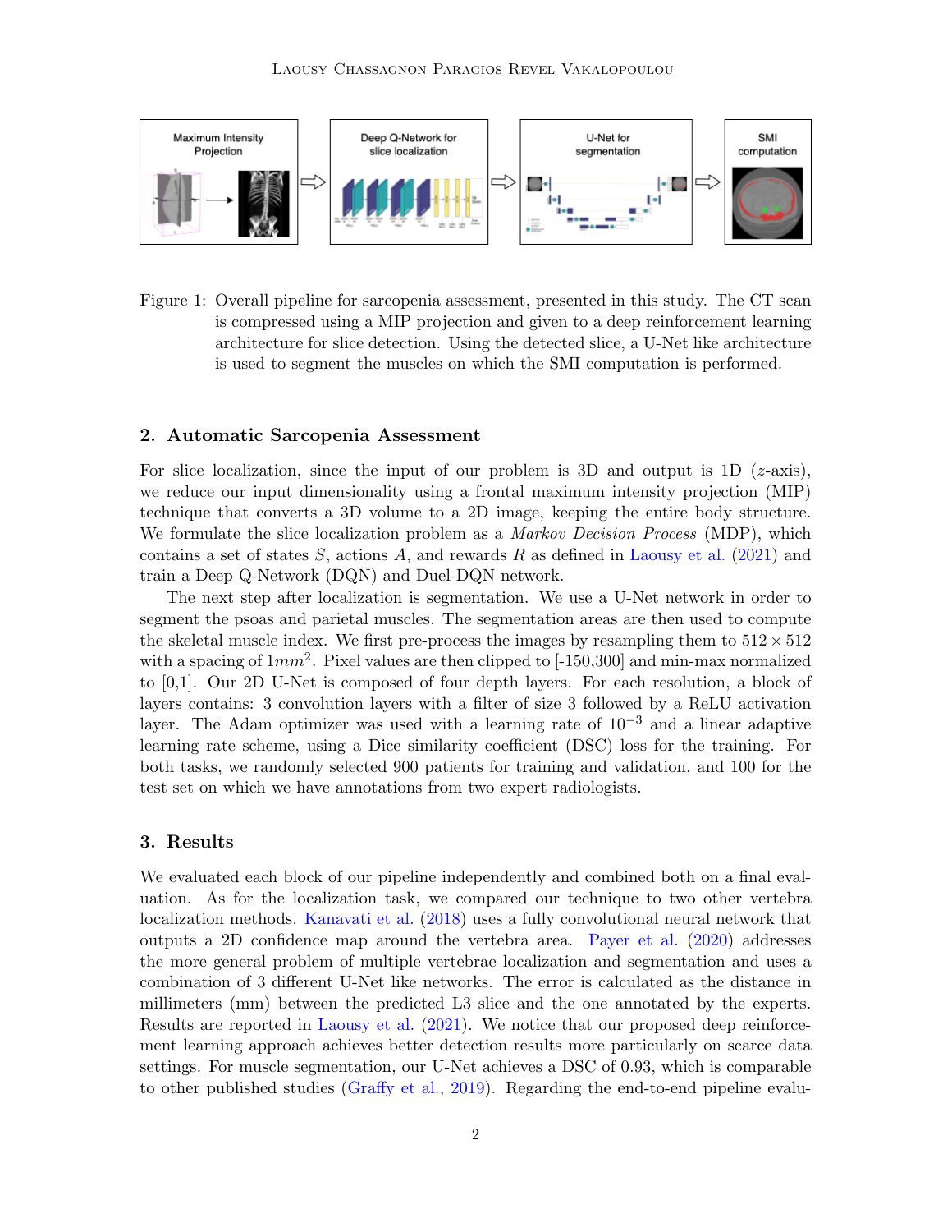Figure 1: Overall pipeline for sarcopenia assessment, presented in this study. The CT scan is compressed using a MIP projection and given to a deep reinforcement learning architecture for slice detection. Using the detected slice, a U-Net like architecture is used to segment the muscles on which the SMI computation is performed.

## 2. Automatic Sarcopenia Assessment

For slice localization, since the input of our problem is 3D and output is 1D ($z$-axis), we reduce our input dimensionality using a frontal maximum intensity projection (MIP) technique that converts a 3D volume to a 2D image, keeping the entire body structure. We formulate the slice localization problem as a *Markov Decision Process* (MDP), which contains a set of states $S$, actions $A$, and rewards $R$ as defined in Laousy et al. (2021) and train a Deep Q-Network (DQN) and Duel-DQN network.

The next step after localization is segmentation. We use a U-Net network in order to segment the psoas and parietal muscles. The segmentation areas are then used to compute the skeletal muscle index. We first pre-process the images by resampling them to $512 \times 512$ with a spacing of $1mm^2$. Pixel values are then clipped to [-150,300] and min-max normalized to [0,1]. Our 2D U-Net is composed of four depth layers. For each resolution, a block of layers contains: 3 convolution layers with a filter of size 3 followed by a ReLU activation layer. The Adam optimizer was used with a learning rate of $10^{-3}$ and a linear adaptive learning rate scheme, using a Dice similarity coefficient (DSC) loss for the training. For both tasks, we randomly selected 900 patients for training and validation, and 100 for the test set on which we have annotations from two expert radiologists.

## 3. Results

We evaluated each block of our pipeline independently and combined both on a final evaluation. As for the localization task, we compared our technique to two other vertebra localization methods. Kanavati et al. (2018) uses a fully convolutional neural network that outputs a 2D confidence map around the vertebra area. Payer et al. (2020) addresses the more general problem of multiple vertebrae localization and segmentation and uses a combination of 3 different U-Net like networks. The error is calculated as the distance in millimeters (mm) between the predicted L3 slice and the one annotated by the experts. Results are reported in Laousy et al. (2021). We notice that our proposed deep reinforcement learning approach achieves better detection results more particularly on scarce data settings. For muscle segmentation, our U-Net achieves a DSC of 0.93, which is comparable to other published studies (Graffy et al., 2019). Regarding the end-to-end pipeline evalu-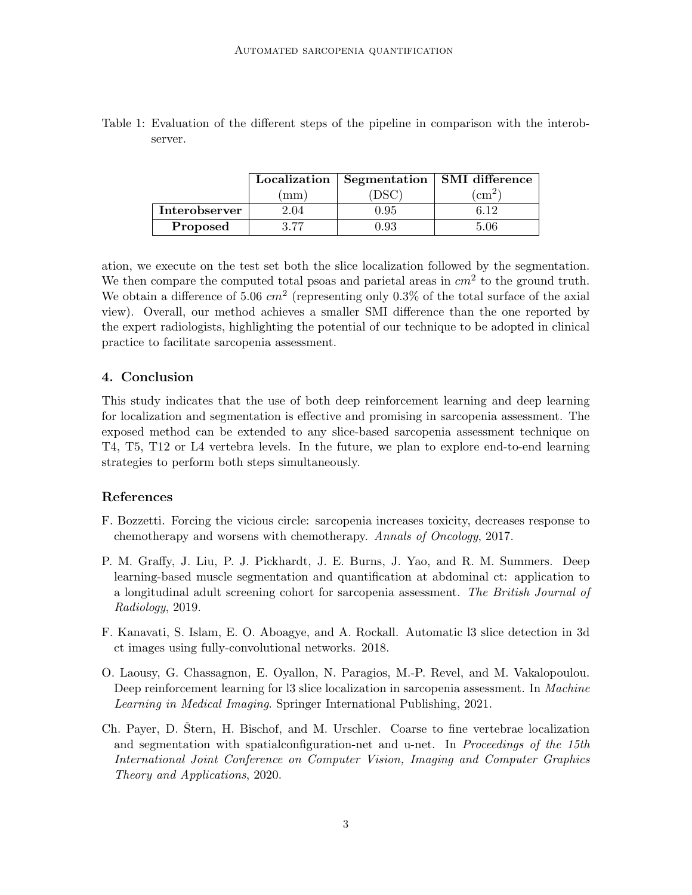Table 1: Evaluation of the different steps of the pipeline in comparison with the interobserver.

| | **Localization** (mm) | **Segmentation** (DSC) | **SMI difference** ($\text{cm}^2$) |
|---|---|---|---|
| **Interobserver** | 2.04 | 0.95 | 6.12 |
| **Proposed** | 3.77 | 0.93 | 5.06 |

ation, we execute on the test set both the slice localization followed by the segmentation. We then compare the computed total psoas and parietal areas in $cm^2$ to the ground truth. We obtain a difference of 5.06 $cm^2$ (representing only 0.3% of the total surface of the axial view). Overall, our method achieves a smaller SMI difference than the one reported by the expert radiologists, highlighting the potential of our technique to be adopted in clinical practice to facilitate sarcopenia assessment.

## 4. Conclusion

This study indicates that the use of both deep reinforcement learning and deep learning for localization and segmentation is effective and promising in sarcopenia assessment. The exposed method can be extended to any slice-based sarcopenia assessment technique on T4, T5, T12 or L4 vertebra levels. In the future, we plan to explore end-to-end learning strategies to perform both steps simultaneously.

## References

F. Bozzetti. Forcing the vicious circle: sarcopenia increases toxicity, decreases response to chemotherapy and worsens with chemotherapy. *Annals of Oncology*, 2017.

P. M. Graffy, J. Liu, P. J. Pickhardt, J. E. Burns, J. Yao, and R. M. Summers. Deep learning-based muscle segmentation and quantification at abdominal ct: application to a longitudinal adult screening cohort for sarcopenia assessment. *The British Journal of Radiology*, 2019.

F. Kanavati, S. Islam, E. O. Aboagye, and A. Rockall. Automatic l3 slice detection in 3d ct images using fully-convolutional networks. 2018.

O. Laousy, G. Chassagnon, E. Oyallon, N. Paragios, M.-P. Revel, and M. Vakalopoulou. Deep reinforcement learning for l3 slice localization in sarcopenia assessment. In *Machine Learning in Medical Imaging*. Springer International Publishing, 2021.

Ch. Payer, D. Štern, H. Bischof, and M. Urschler. Coarse to fine vertebrae localization and segmentation with spatialconfiguration-net and u-net. In *Proceedings of the 15th International Joint Conference on Computer Vision, Imaging and Computer Graphics Theory and Applications*, 2020.